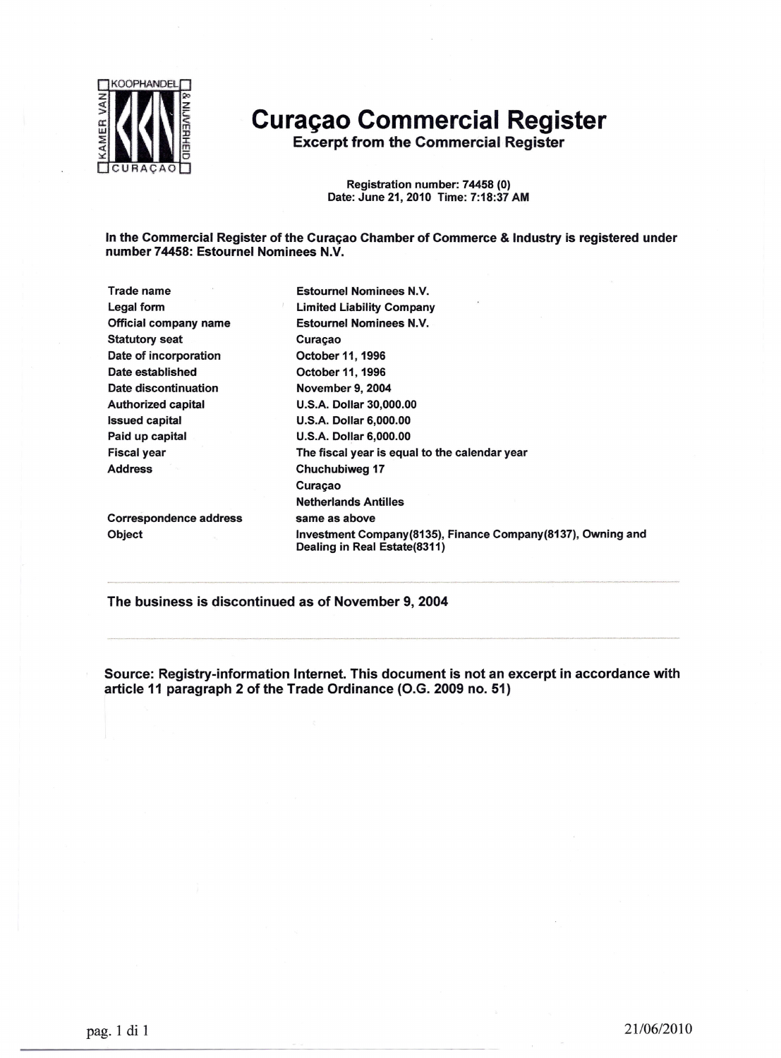KAMER VAN KOOPHANDEL & NIJVERHEID CURAÇAO

# Curaçao Commercial Register

## Excerpt from the Commercial Register

**Registration number: 74458 (0)**
**Date: June 21, 2010 Time: 7:18:37 AM**

**In the Commercial Register of the Curaçao Chamber of Commerce & Industry is registered under number 74458: Estournel Nominees N.V.**

| | |
|---|---|
| **Trade name** | **Estournel Nominees N.V.** |
| **Legal form** | **Limited Liability Company** |
| **Official company name** | **Estournel Nominees N.V.** |
| **Statutory seat** | **Curaçao** |
| **Date of incorporation** | **October 11, 1996** |
| **Date established** | **October 11, 1996** |
| **Date discontinuation** | **November 9, 2004** |
| **Authorized capital** | **U.S.A. Dollar 30,000.00** |
| **Issued capital** | **U.S.A. Dollar 6,000.00** |
| **Paid up capital** | **U.S.A. Dollar 6,000.00** |
| **Fiscal year** | **The fiscal year is equal to the calendar year** |
| **Address** | **Chuchubiweg 17** |
| | **Curaçao** |
| | **Netherlands Antilles** |
| **Correspondence address** | **same as above** |
| **Object** | **Investment Company(8135), Finance Company(8137), Owning and Dealing in Real Estate(8311)** |

**The business is discontinued as of November 9, 2004**

**Source: Registry-information Internet. This document is not an excerpt in accordance with article 11 paragraph 2 of the Trade Ordinance (O.G. 2009 no. 51)**

21/06/2010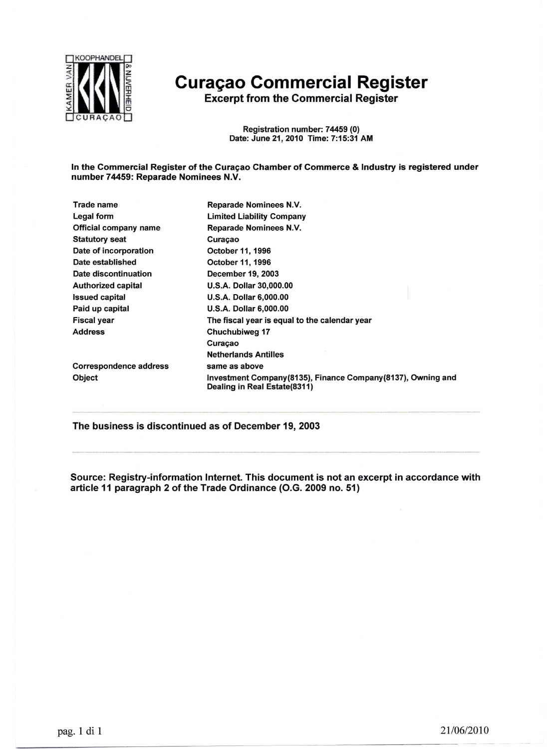KAMER VAN KOOPHANDEL & NIJVERHEID CURAÇAO

# Curaçao Commercial Register

## Excerpt from the Commercial Register

**Registration number: 74459 (0)**
**Date: June 21, 2010 Time: 7:15:31 AM**

**In the Commercial Register of the Curaçao Chamber of Commerce & Industry is registered under number 74459: Reparade Nominees N.V.**

| | |
|---|---|
| Trade name | Reparade Nominees N.V. |
| Legal form | Limited Liability Company |
| Official company name | Reparade Nominees N.V. |
| Statutory seat | Curaçao |
| Date of incorporation | October 11, 1996 |
| Date established | October 11, 1996 |
| Date discontinuation | December 19, 2003 |
| Authorized capital | U.S.A. Dollar 30,000.00 |
| Issued capital | U.S.A. Dollar 6,000.00 |
| Paid up capital | U.S.A. Dollar 6,000.00 |
| Fiscal year | The fiscal year is equal to the calendar year |
| Address | Chuchubiweg 17<br>Curaçao<br>Netherlands Antilles |
| Correspondence address | same as above |
| Object | Investment Company(8135), Finance Company(8137), Owning and Dealing in Real Estate(8311) |

**The business is discontinued as of December 19, 2003**

**Source: Registry-information Internet. This document is not an excerpt in accordance with article 11 paragraph 2 of the Trade Ordinance (O.G. 2009 no. 51)**

21/06/2010